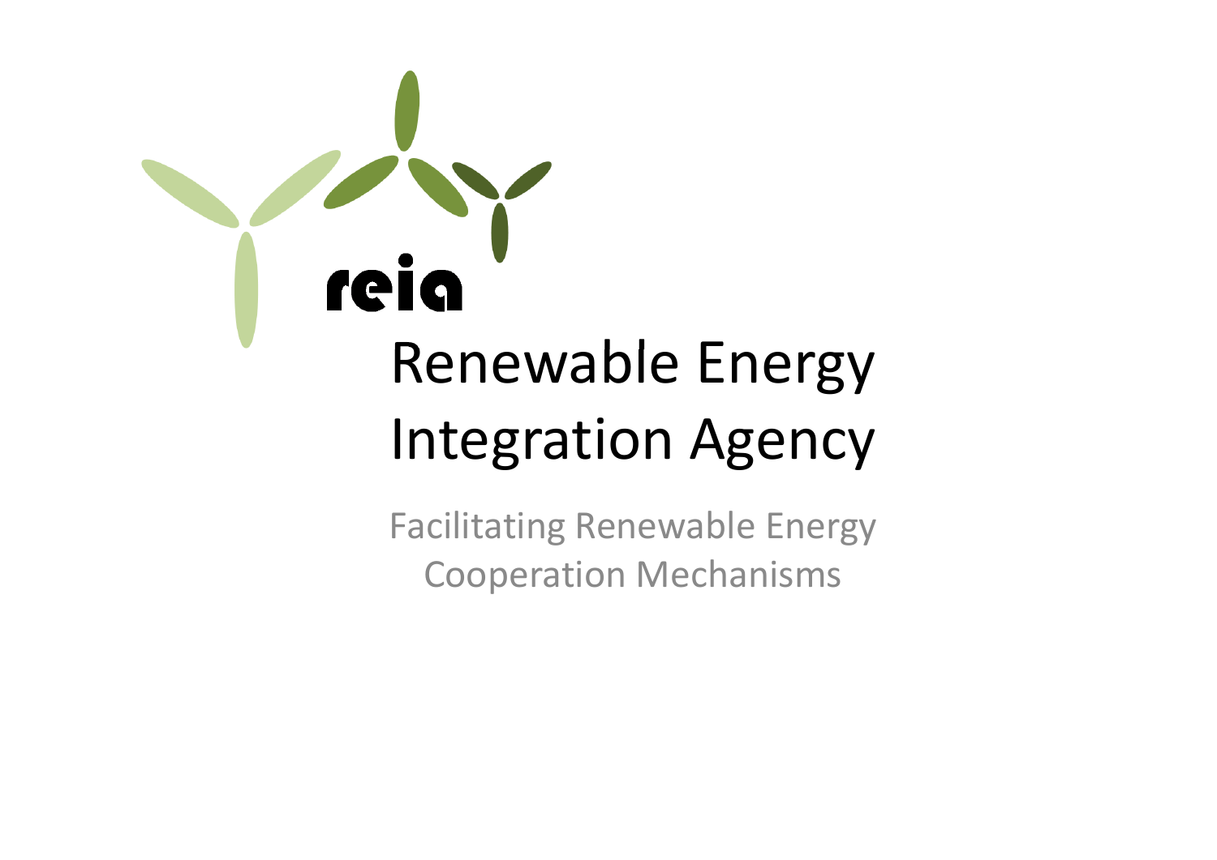reia

# Renewable Energy Integration Agency

Facilitating Renewable Energy Cooperation Mechanisms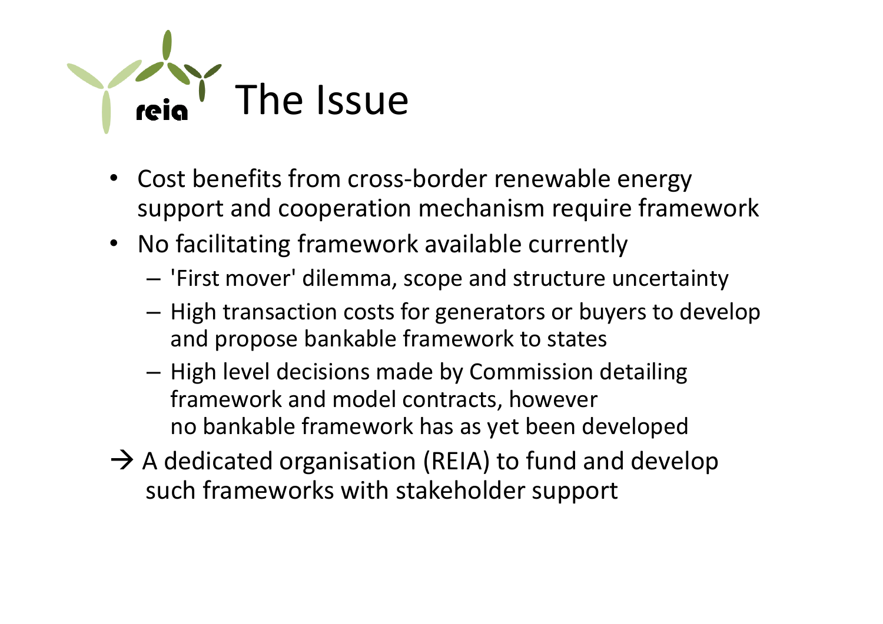# The Issue

- Cost benefits from cross-border renewable energy support and cooperation mechanism require framework
- No facilitating framework available currently
  - 'First mover' dilemma, scope and structure uncertainty
  - High transaction costs for generators or buyers to develop and propose bankable framework to states
  - High level decisions made by Commission detailing framework and model contracts, however no bankable framework has as yet been developed

→ A dedicated organisation (REIA) to fund and develop such frameworks with stakeholder support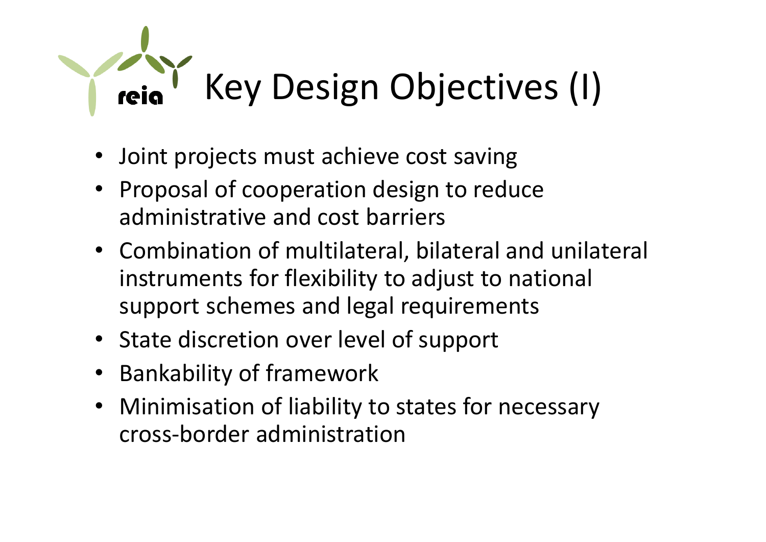# Key Design Objectives (I)

- Joint projects must achieve cost saving
- Proposal of cooperation design to reduce administrative and cost barriers
- Combination of multilateral, bilateral and unilateral instruments for flexibility to adjust to national support schemes and legal requirements
- State discretion over level of support
- Bankability of framework
- Minimisation of liability to states for necessary cross-border administration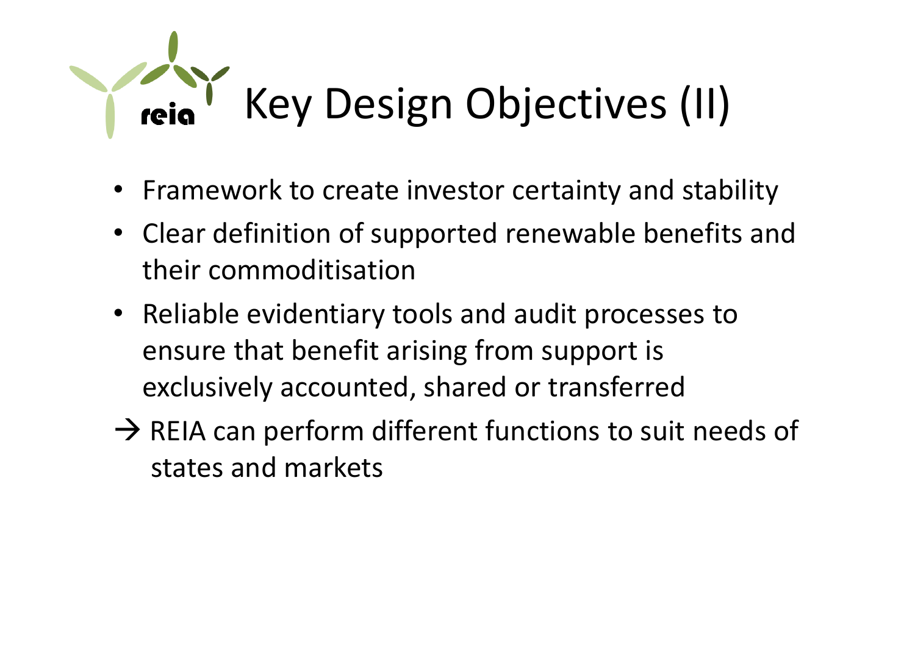# Key Design Objectives (II)

- Framework to create investor certainty and stability
- Clear definition of supported renewable benefits and their commoditisation
- Reliable evidentiary tools and audit processes to ensure that benefit arising from support is exclusively accounted, shared or transferred

→ REIA can perform different functions to suit needs of states and markets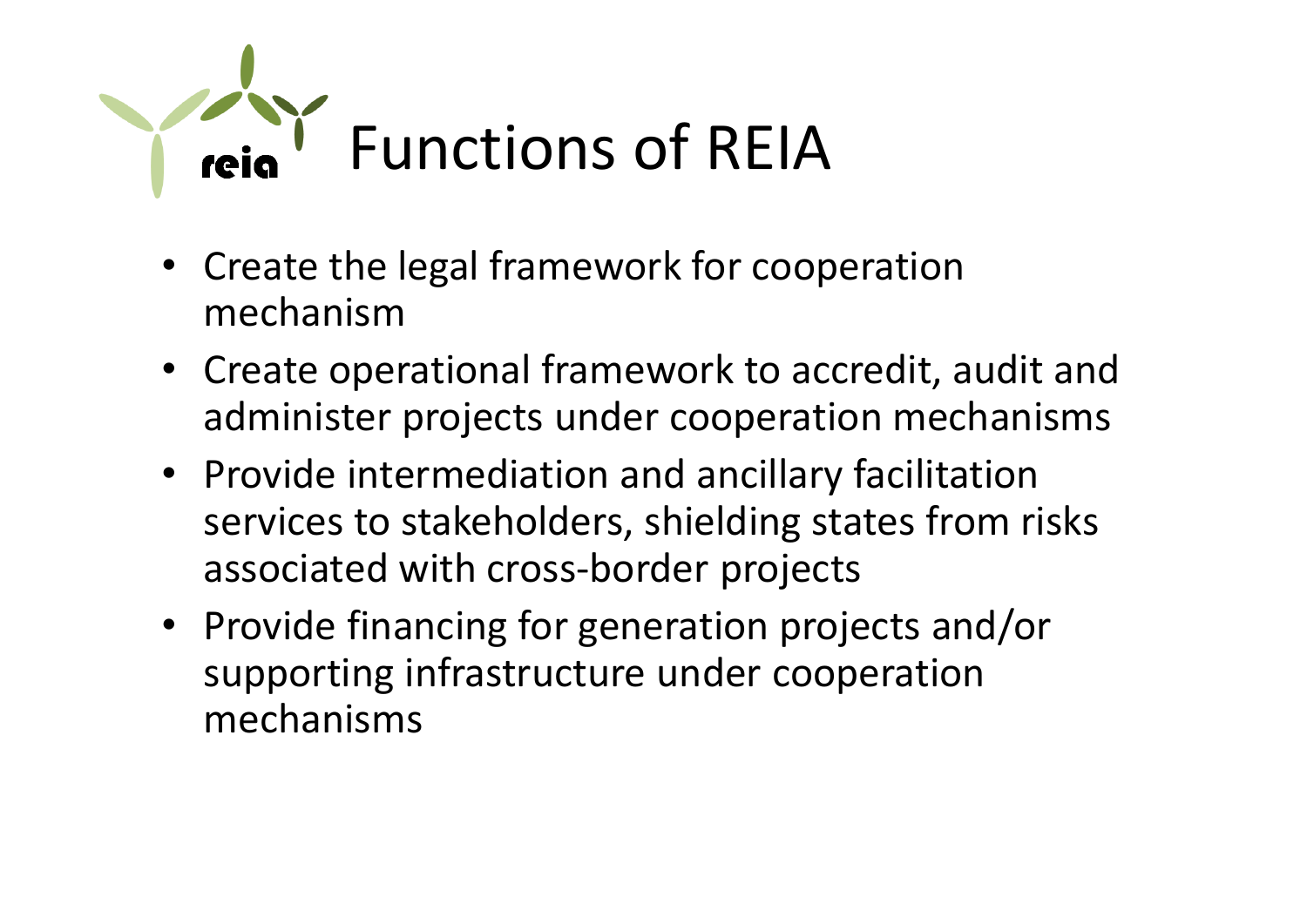# Functions of REIA

- Create the legal framework for cooperation mechanism
- Create operational framework to accredit, audit and administer projects under cooperation mechanisms
- Provide intermediation and ancillary facilitation services to stakeholders, shielding states from risks associated with cross-border projects
- Provide financing for generation projects and/or supporting infrastructure under cooperation mechanisms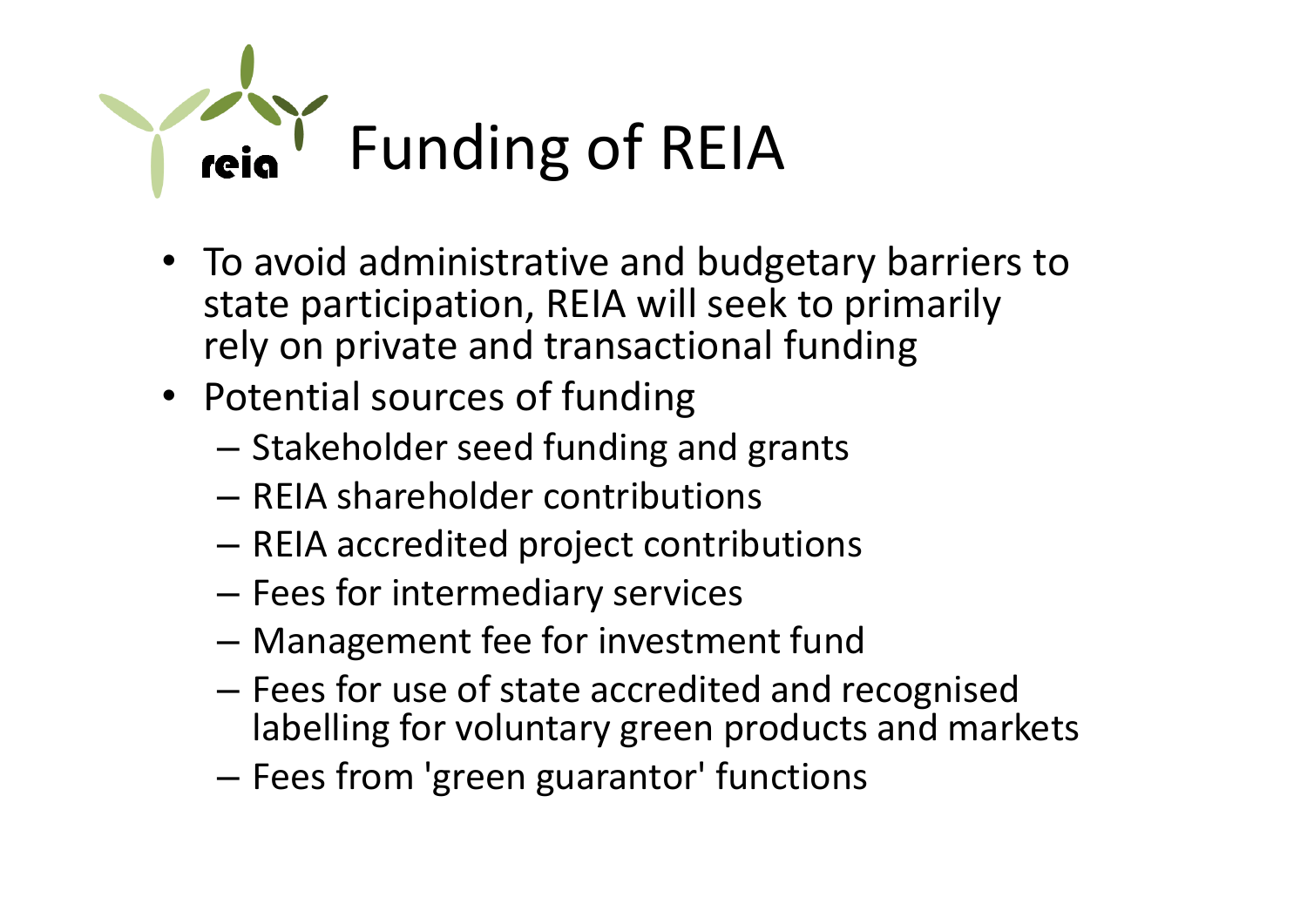# Funding of REIA

- To avoid administrative and budgetary barriers to state participation, REIA will seek to primarily rely on private and transactional funding
- Potential sources of funding
  - Stakeholder seed funding and grants
  - REIA shareholder contributions
  - REIA accredited project contributions
  - Fees for intermediary services
  - Management fee for investment fund
  - Fees for use of state accredited and recognised labelling for voluntary green products and markets
  - Fees from 'green guarantor' functions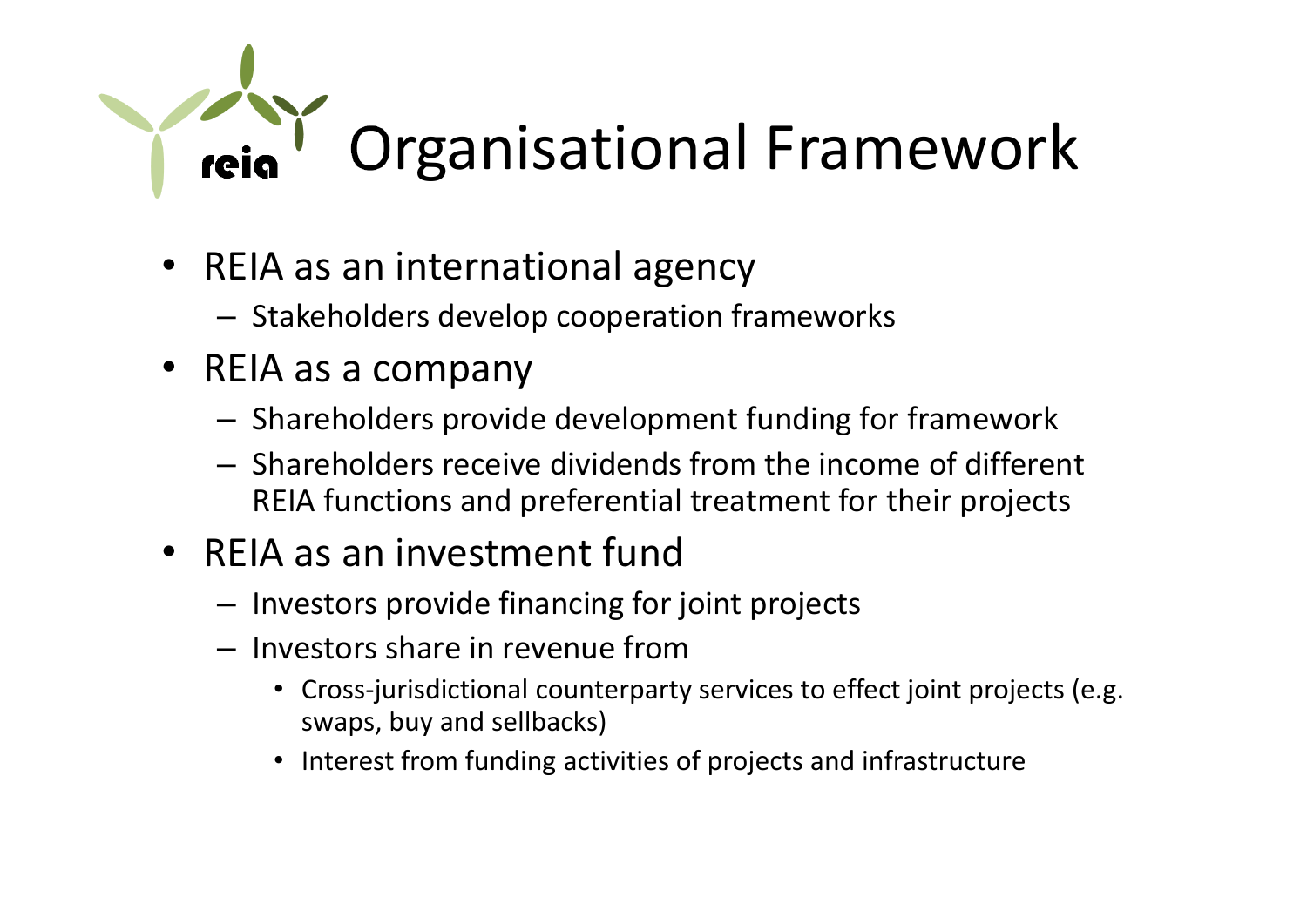# Organisational Framework

- REIA as an international agency
  - Stakeholders develop cooperation frameworks
- REIA as a company
  - Shareholders provide development funding for framework
  - Shareholders receive dividends from the income of different REIA functions and preferential treatment for their projects
- REIA as an investment fund
  - Investors provide financing for joint projects
  - Investors share in revenue from
    - Cross-jurisdictional counterparty services to effect joint projects (e.g. swaps, buy and sellbacks)
    - Interest from funding activities of projects and infrastructure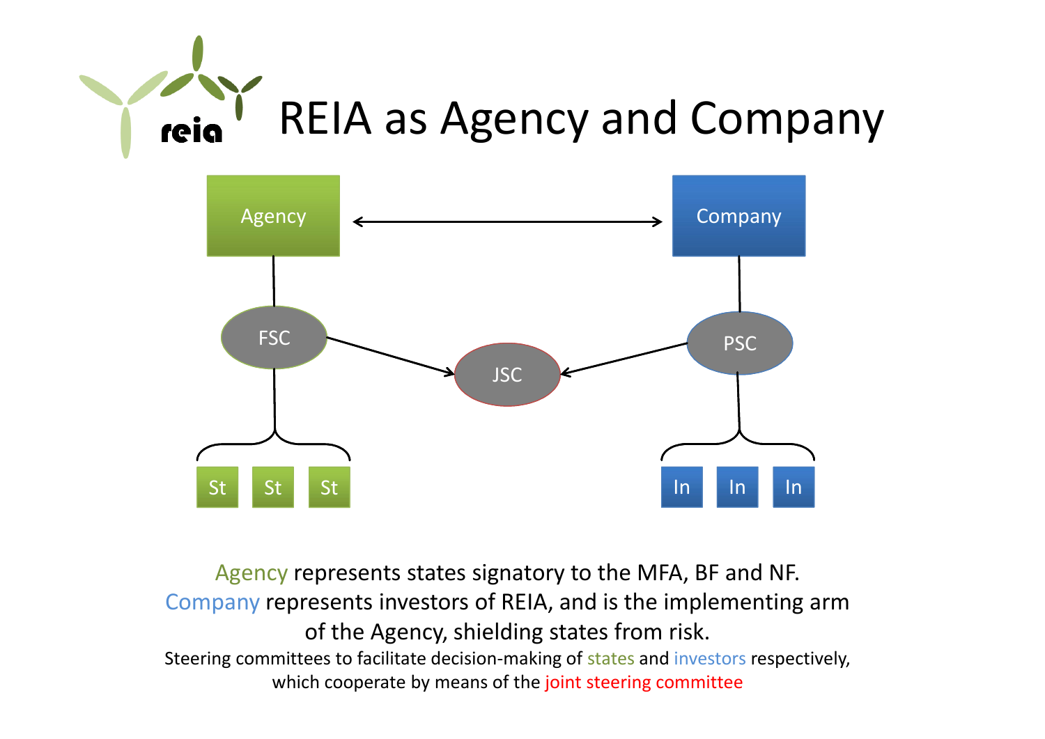# REIA as Agency and Company

Agency

Company

FSC

JSC

PSC

St St St

In In In

Agency represents states signatory to the MFA, BF and NF.
Company represents investors of REIA, and is the implementing arm of the Agency, shielding states from risk.

Steering committees to facilitate decision-making of states and investors respectively, which cooperate by means of the joint steering committee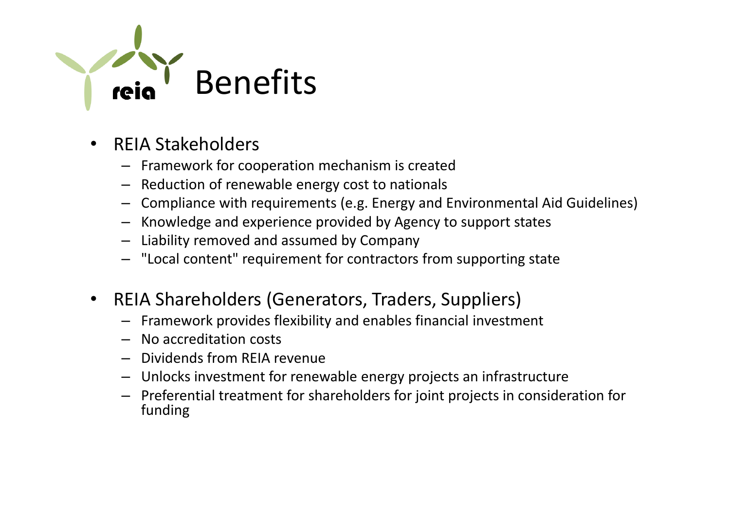# Benefits

- REIA Stakeholders
  - Framework for cooperation mechanism is created
  - Reduction of renewable energy cost to nationals
  - Compliance with requirements (e.g. Energy and Environmental Aid Guidelines)
  - Knowledge and experience provided by Agency to support states
  - Liability removed and assumed by Company
  - "Local content" requirement for contractors from supporting state
- REIA Shareholders (Generators, Traders, Suppliers)
  - Framework provides flexibility and enables financial investment
  - No accreditation costs
  - Dividends from REIA revenue
  - Unlocks investment for renewable energy projects an infrastructure
  - Preferential treatment for shareholders for joint projects in consideration for funding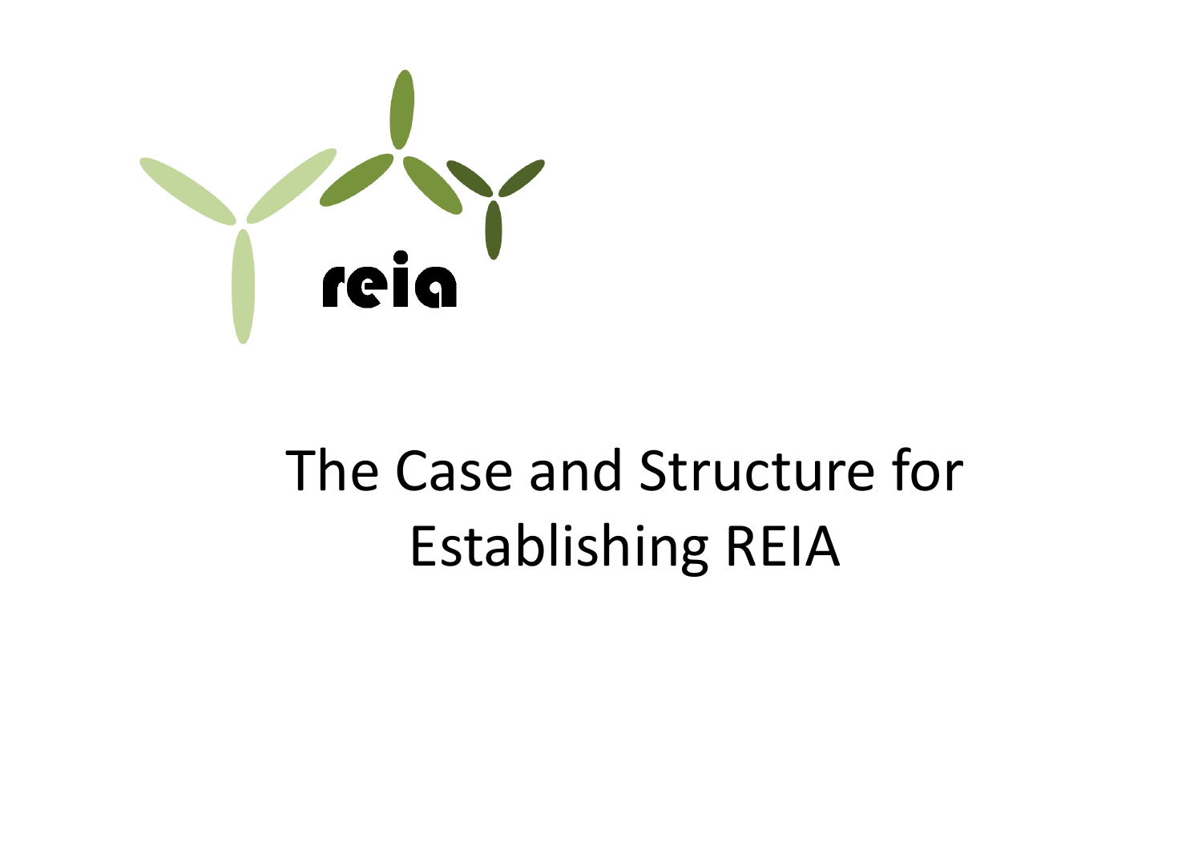reia

# The Case and Structure for Establishing REIA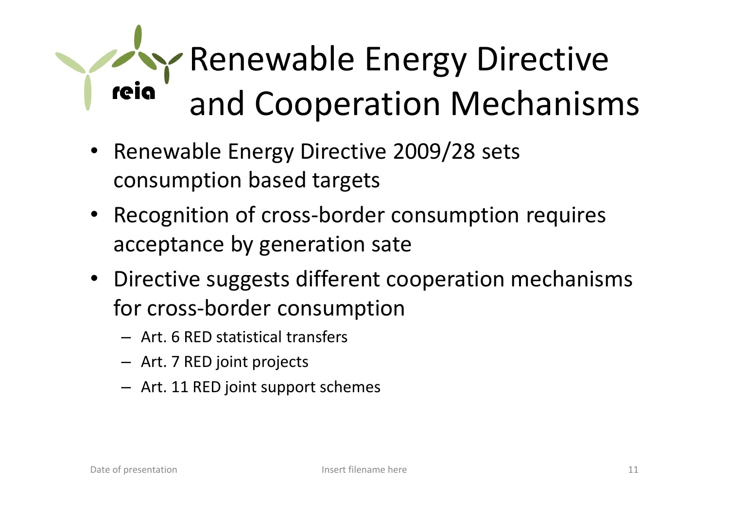# Renewable Energy Directive and Cooperation Mechanisms

- Renewable Energy Directive 2009/28 sets consumption based targets
- Recognition of cross-border consumption requires acceptance by generation sate
- Directive suggests different cooperation mechanisms for cross-border consumption
  - Art. 6 RED statistical transfers
  - Art. 7 RED joint projects
  - Art. 11 RED joint support schemes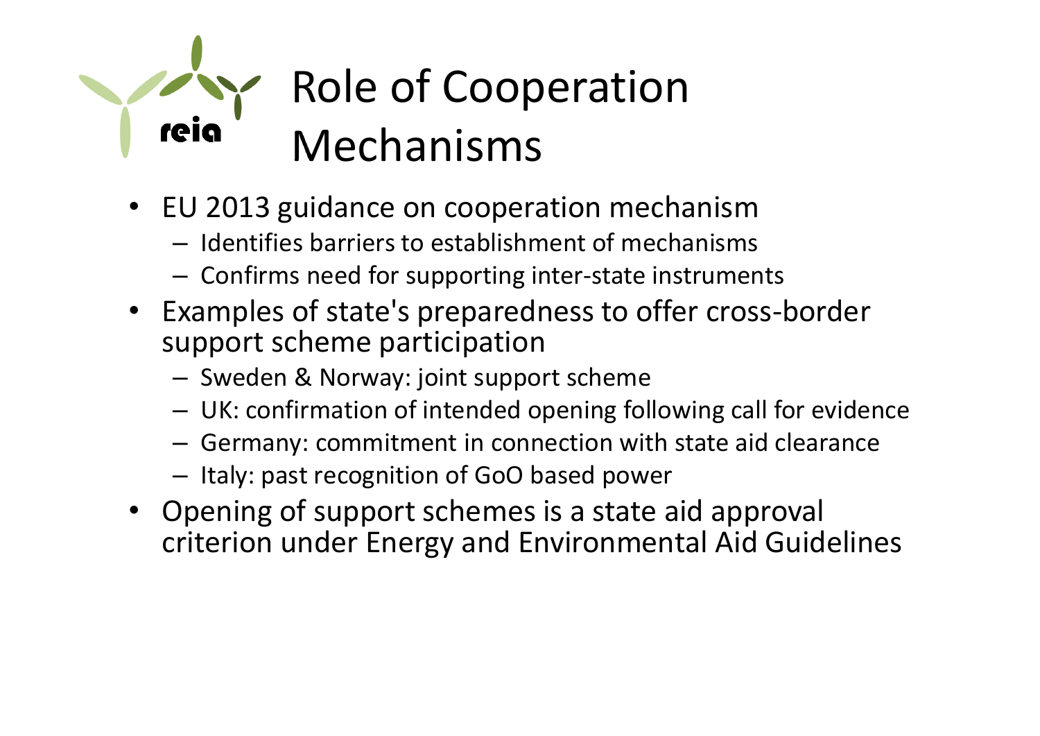# Role of Cooperation Mechanisms

- EU 2013 guidance on cooperation mechanism
  - Identifies barriers to establishment of mechanisms
  - Confirms need for supporting inter-state instruments
- Examples of state's preparedness to offer cross-border support scheme participation
  - Sweden & Norway: joint support scheme
  - UK: confirmation of intended opening following call for evidence
  - Germany: commitment in connection with state aid clearance
  - Italy: past recognition of GoO based power
- Opening of support schemes is a state aid approval criterion under Energy and Environmental Aid Guidelines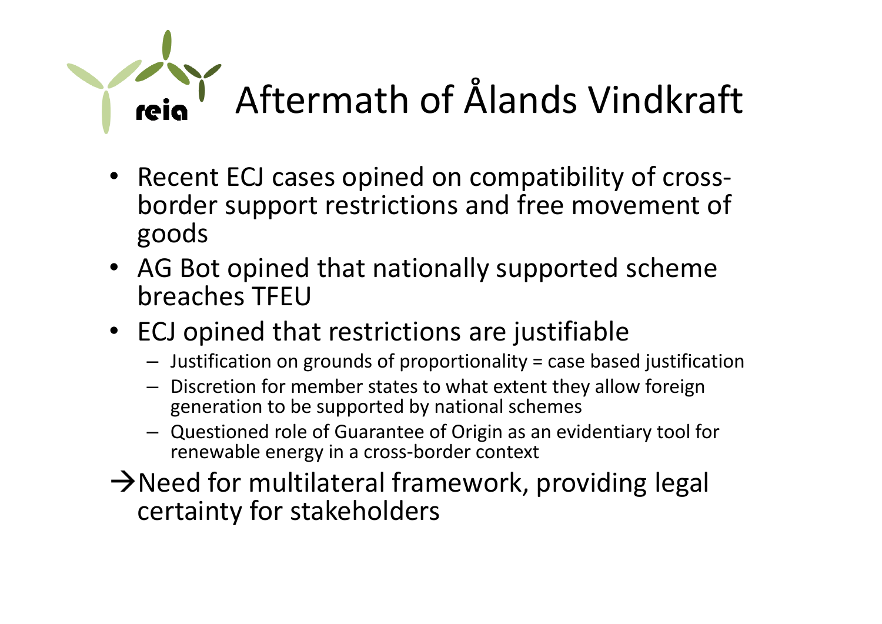# Aftermath of Ålands Vindkraft

- Recent ECJ cases opined on compatibility of cross-border support restrictions and free movement of goods
- AG Bot opined that nationally supported scheme breaches TFEU
- ECJ opined that restrictions are justifiable
  - Justification on grounds of proportionality = case based justification
  - Discretion for member states to what extent they allow foreign generation to be supported by national schemes
  - Questioned role of Guarantee of Origin as an evidentiary tool for renewable energy in a cross-border context

→Need for multilateral framework, providing legal certainty for stakeholders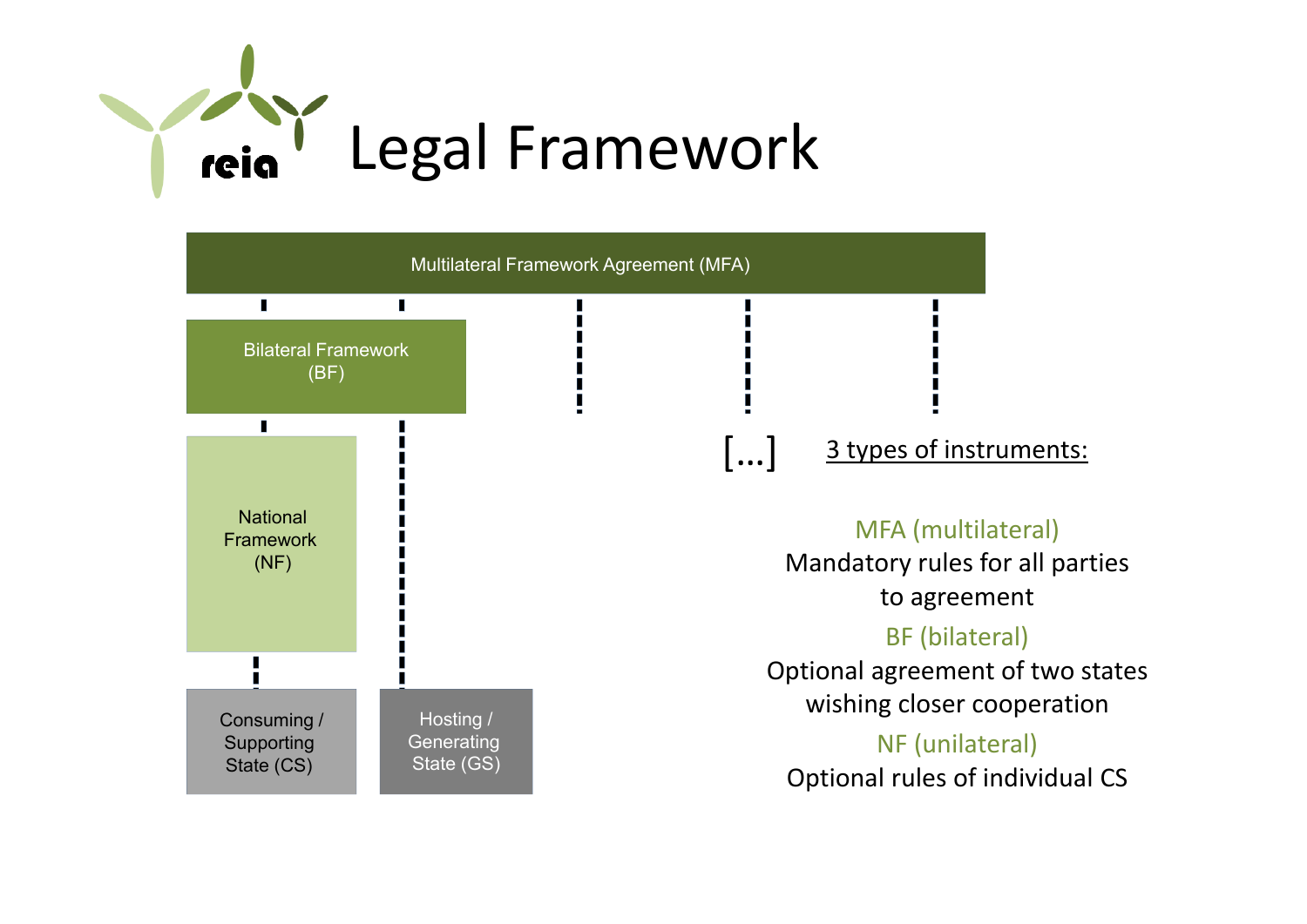# Legal Framework

Multilateral Framework Agreement (MFA)

Bilateral Framework (BF)

National Framework (NF)

Consuming / Supporting State (CS)

Hosting / Generating State (GS)

[...]

3 types of instruments:

MFA (multilateral)
Mandatory rules for all parties to agreement

BF (bilateral)
Optional agreement of two states wishing closer cooperation

NF (unilateral)
Optional rules of individual CS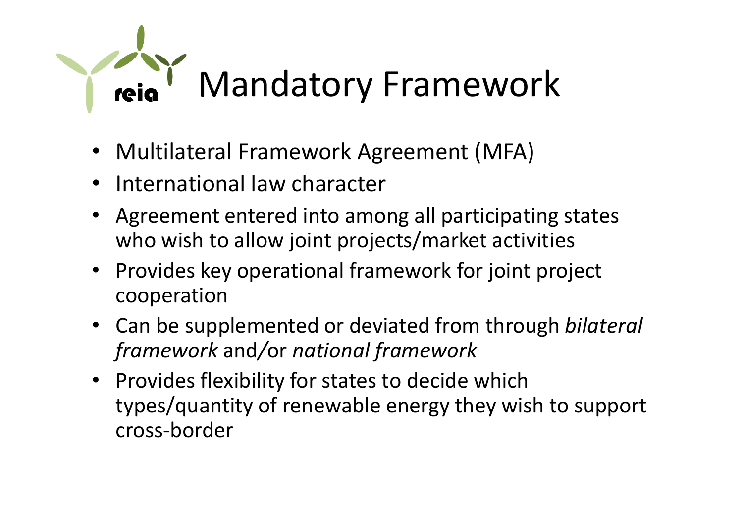# Mandatory Framework

- Multilateral Framework Agreement (MFA)
- International law character
- Agreement entered into among all participating states who wish to allow joint projects/market activities
- Provides key operational framework for joint project cooperation
- Can be supplemented or deviated from through *bilateral framework* and/or *national framework*
- Provides flexibility for states to decide which types/quantity of renewable energy they wish to support cross-border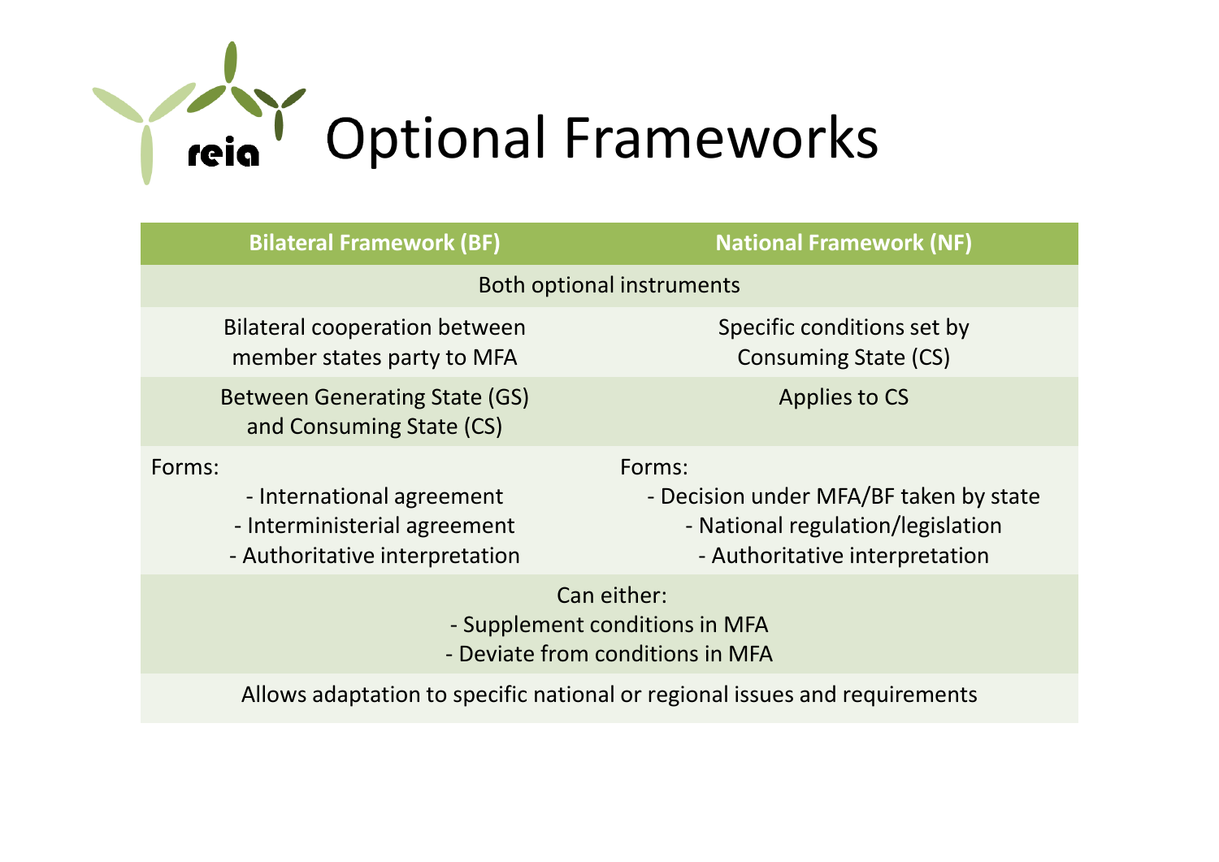# Optional Frameworks

| Bilateral Framework (BF) | National Framework (NF) |
|---|---|
| Both optional instruments | |
| Bilateral cooperation between member states party to MFA | Specific conditions set by Consuming State (CS) |
| Between Generating State (GS) and Consuming State (CS) | Applies to CS |
| Forms:<br>- International agreement<br>- Interministerial agreement<br>- Authoritative interpretation | Forms:<br>- Decision under MFA/BF taken by state<br>- National regulation/legislation<br>- Authoritative interpretation |
| Can either:<br>- Supplement conditions in MFA<br>- Deviate from conditions in MFA | |
| Allows adaptation to specific national or regional issues and requirements | |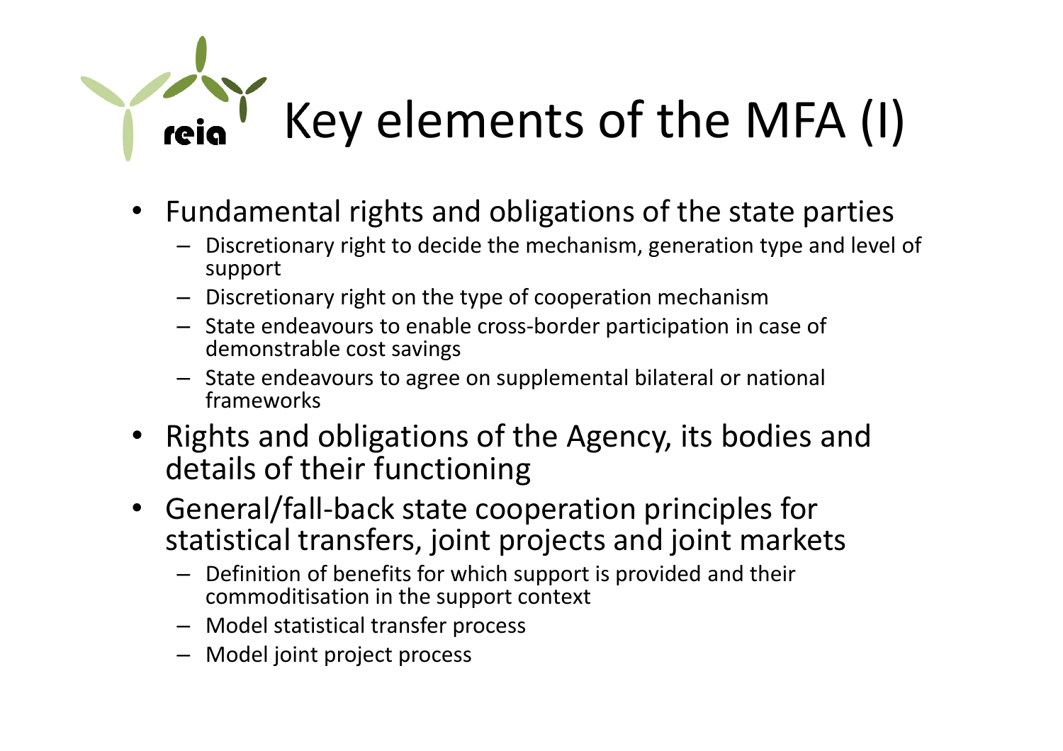# Key elements of the MFA (I)

- Fundamental rights and obligations of the state parties
  - Discretionary right to decide the mechanism, generation type and level of support
  - Discretionary right on the type of cooperation mechanism
  - State endeavours to enable cross-border participation in case of demonstrable cost savings
  - State endeavours to agree on supplemental bilateral or national frameworks
- Rights and obligations of the Agency, its bodies and details of their functioning
- General/fall-back state cooperation principles for statistical transfers, joint projects and joint markets
  - Definition of benefits for which support is provided and their commoditisation in the support context
  - Model statistical transfer process
  - Model joint project process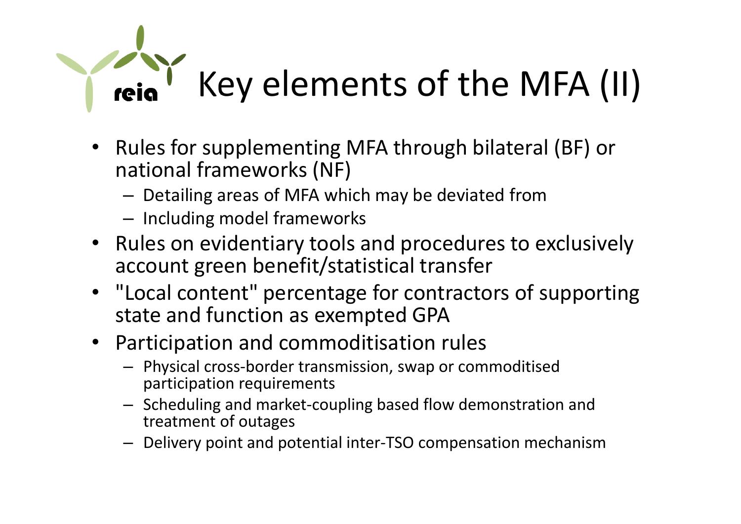# Key elements of the MFA (II)

- Rules for supplementing MFA through bilateral (BF) or national frameworks (NF)
  - Detailing areas of MFA which may be deviated from
  - Including model frameworks
- Rules on evidentiary tools and procedures to exclusively account green benefit/statistical transfer
- "Local content" percentage for contractors of supporting state and function as exempted GPA
- Participation and commoditisation rules
  - Physical cross-border transmission, swap or commoditised participation requirements
  - Scheduling and market-coupling based flow demonstration and treatment of outages
  - Delivery point and potential inter-TSO compensation mechanism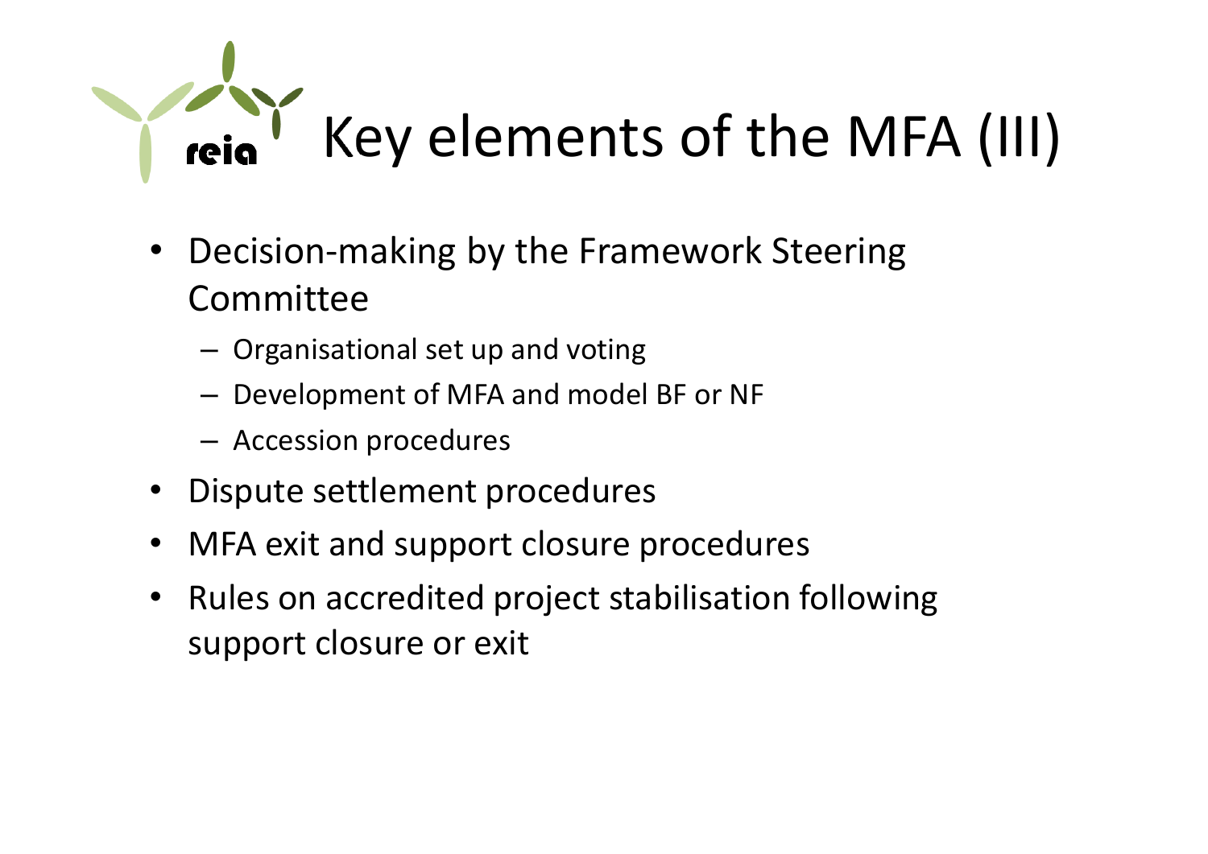# Key elements of the MFA (III)

- Decision-making by the Framework Steering Committee
  - Organisational set up and voting
  - Development of MFA and model BF or NF
  - Accession procedures
- Dispute settlement procedures
- MFA exit and support closure procedures
- Rules on accredited project stabilisation following support closure or exit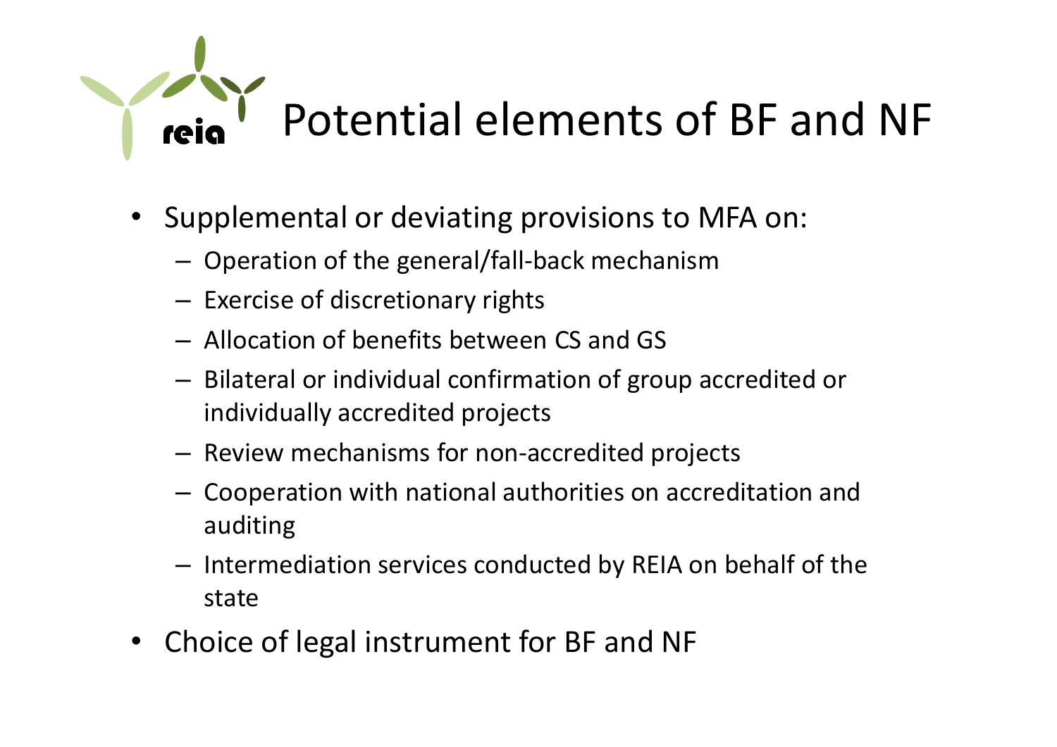# Potential elements of BF and NF

- Supplemental or deviating provisions to MFA on:
  - Operation of the general/fall-back mechanism
  - Exercise of discretionary rights
  - Allocation of benefits between CS and GS
  - Bilateral or individual confirmation of group accredited or individually accredited projects
  - Review mechanisms for non-accredited projects
  - Cooperation with national authorities on accreditation and auditing
  - Intermediation services conducted by REIA on behalf of the state
- Choice of legal instrument for BF and NF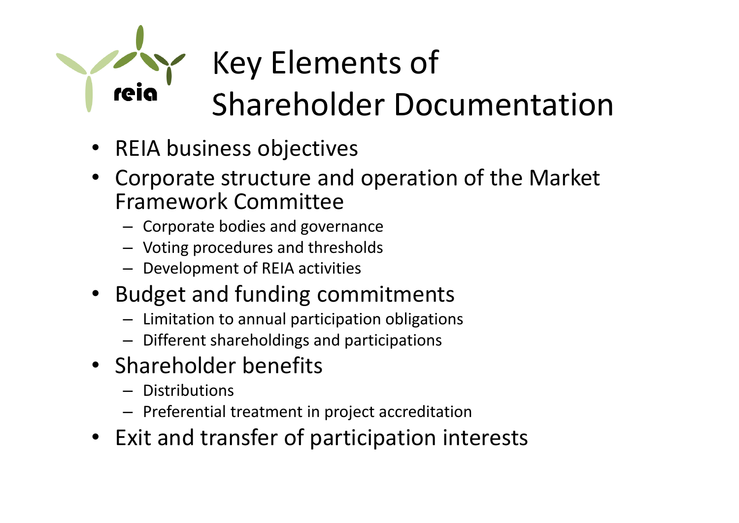# Key Elements of Shareholder Documentation

- REIA business objectives
- Corporate structure and operation of the Market Framework Committee
  - Corporate bodies and governance
  - Voting procedures and thresholds
  - Development of REIA activities
- Budget and funding commitments
  - Limitation to annual participation obligations
  - Different shareholdings and participations
- Shareholder benefits
  - Distributions
  - Preferential treatment in project accreditation
- Exit and transfer of participation interests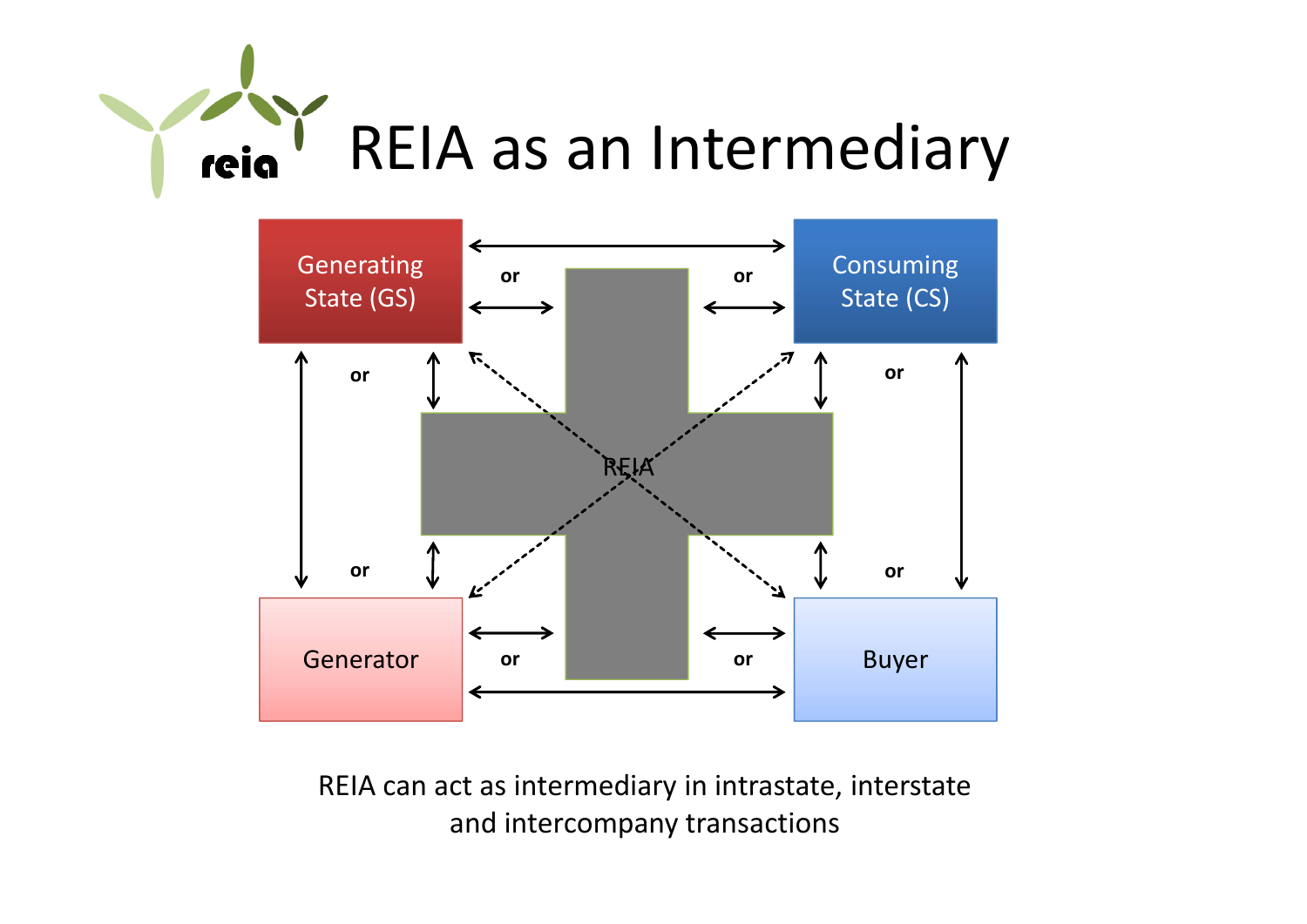# REIA as an Intermediary

Generating State (GS)

Consuming State (CS)

REIA

Generator

Buyer

or

REIA can act as intermediary in intrastate, interstate and intercompany transactions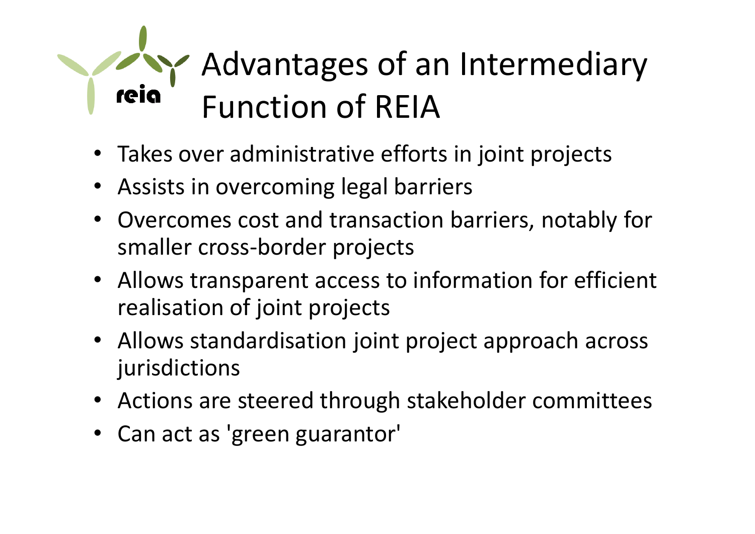# Advantages of an Intermediary Function of REIA

- Takes over administrative efforts in joint projects
- Assists in overcoming legal barriers
- Overcomes cost and transaction barriers, notably for smaller cross-border projects
- Allows transparent access to information for efficient realisation of joint projects
- Allows standardisation joint project approach across jurisdictions
- Actions are steered through stakeholder committees
- Can act as 'green guarantor'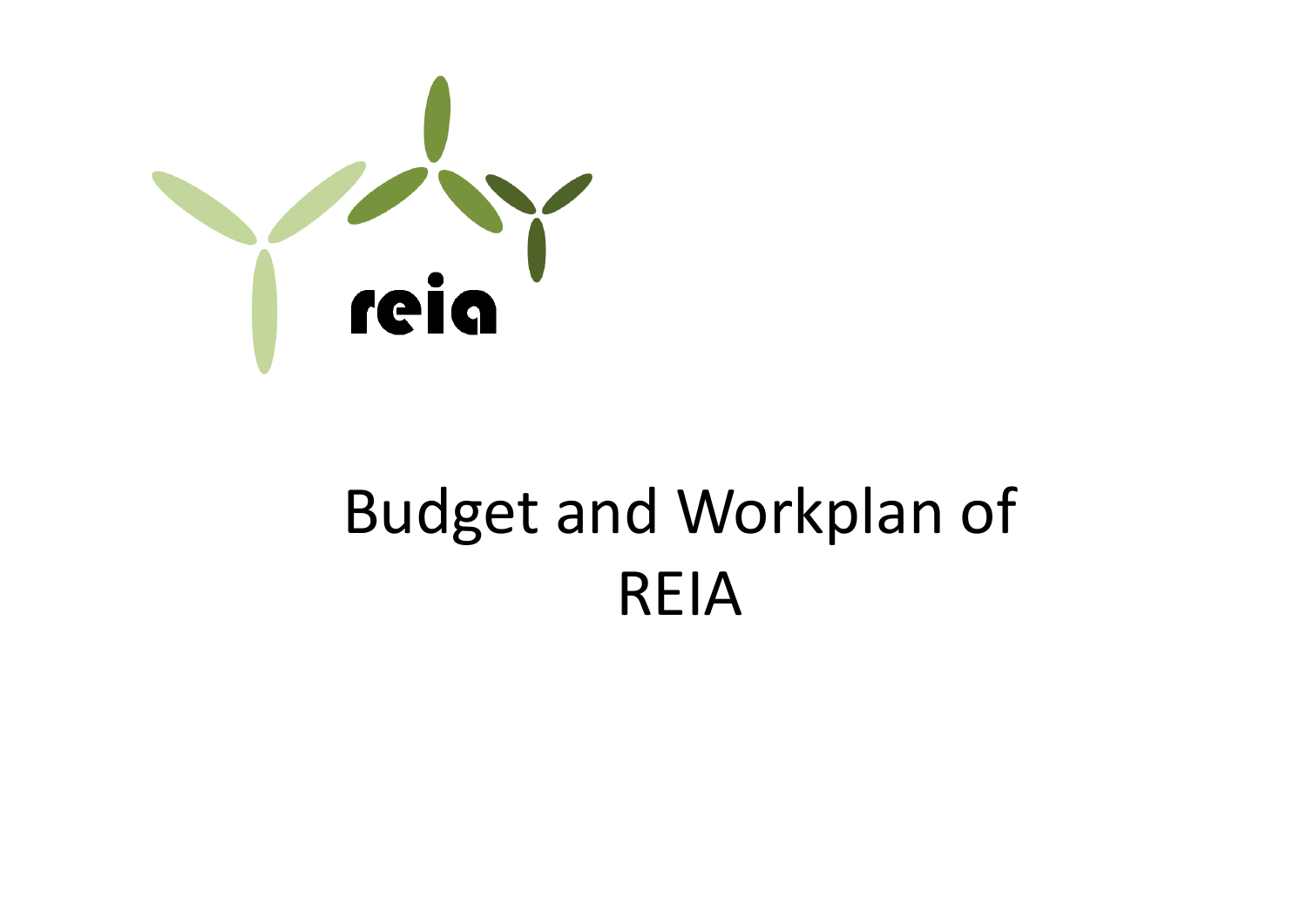reia

# Budget and Workplan of REIA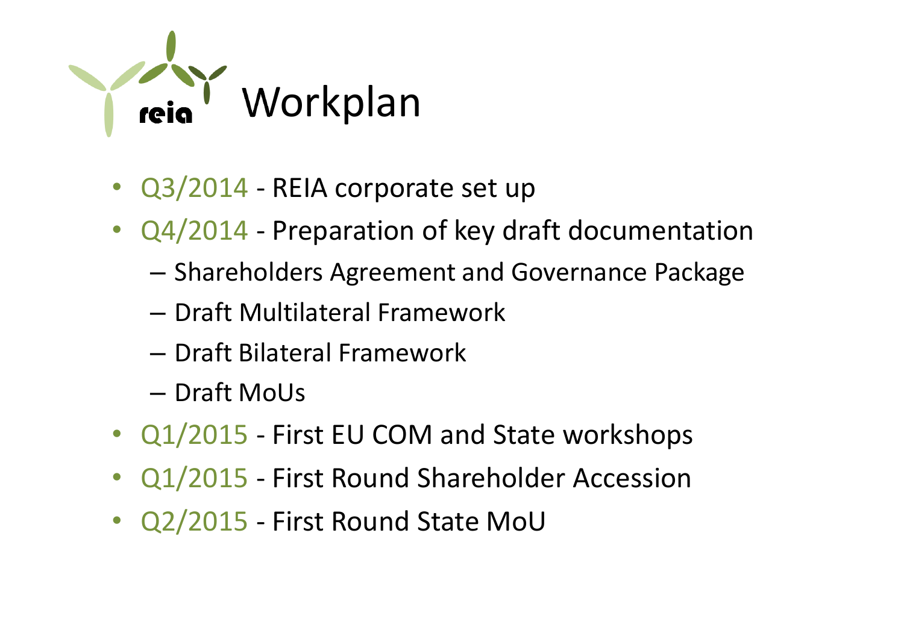# Workplan

- Q3/2014 - REIA corporate set up
- Q4/2014 - Preparation of key draft documentation
  - Shareholders Agreement and Governance Package
  - Draft Multilateral Framework
  - Draft Bilateral Framework
  - Draft MoUs
- Q1/2015 - First EU COM and State workshops
- Q1/2015 - First Round Shareholder Accession
- Q2/2015 - First Round State MoU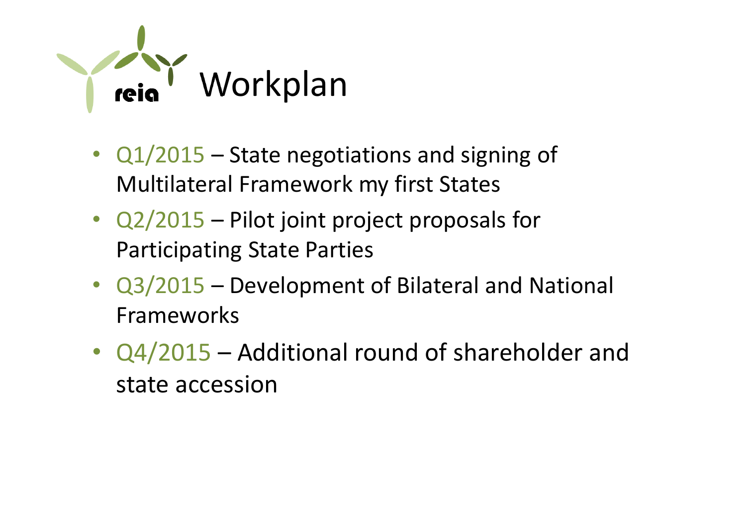# Workplan

- Q1/2015 – State negotiations and signing of Multilateral Framework my first States
- Q2/2015 – Pilot joint project proposals for Participating State Parties
- Q3/2015 – Development of Bilateral and National Frameworks
- Q4/2015 – Additional round of shareholder and state accession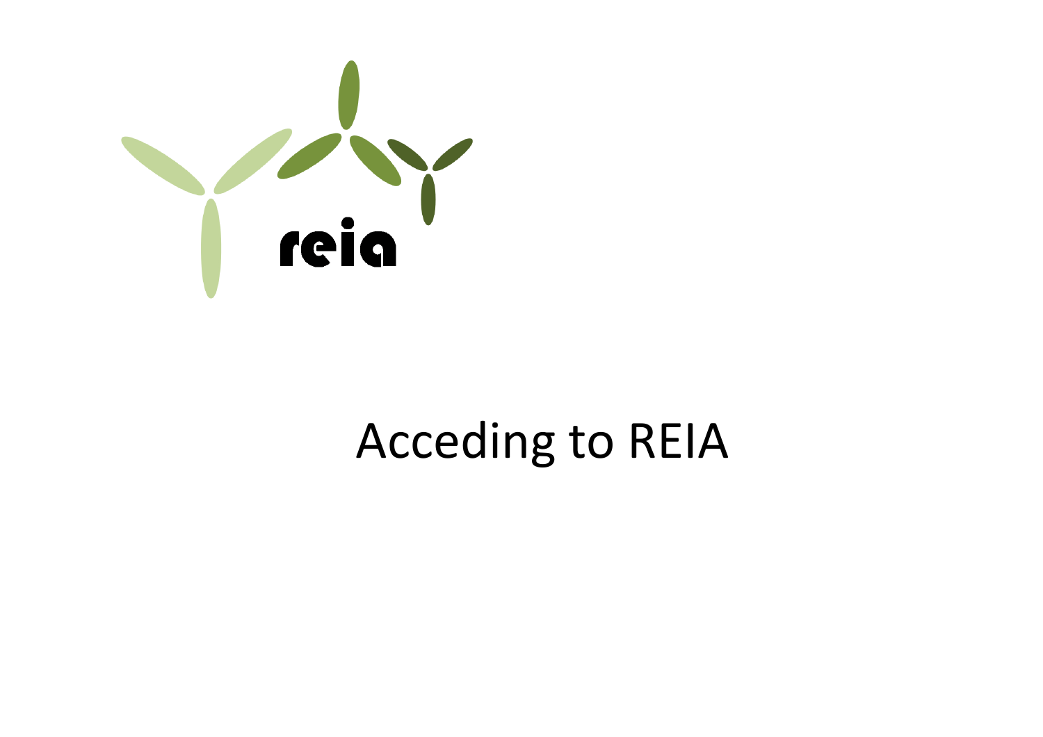reia

# Acceding to REIA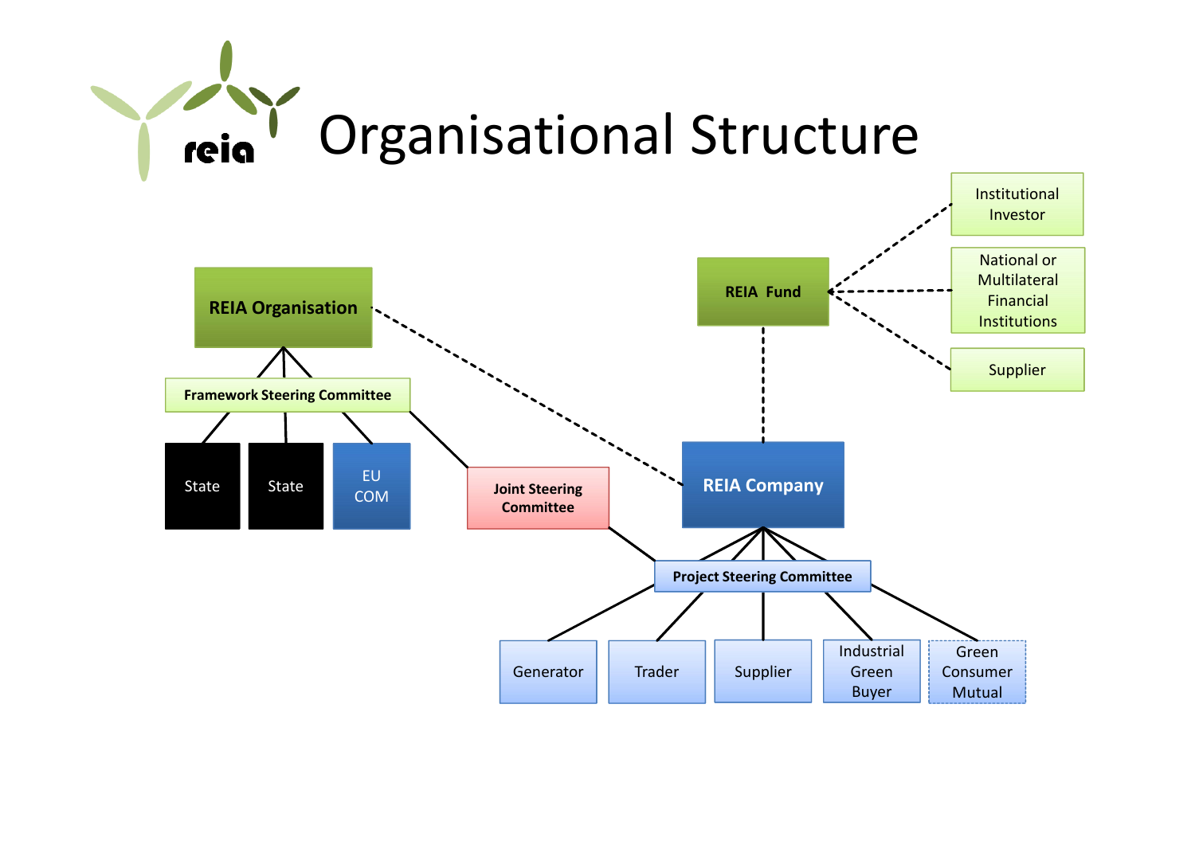# Organisational Structure

- REIA Organisation
  - Framework Steering Committee
    - State
    - State
    - EU COM
    - Joint Steering Committee
- REIA Fund
  - Institutional Investor
  - National or Multilateral Financial Institutions
  - Supplier
- REIA Company
  - Project Steering Committee
    - Generator
    - Trader
    - Supplier
    - Industrial Green Buyer
    - Green Consumer Mutual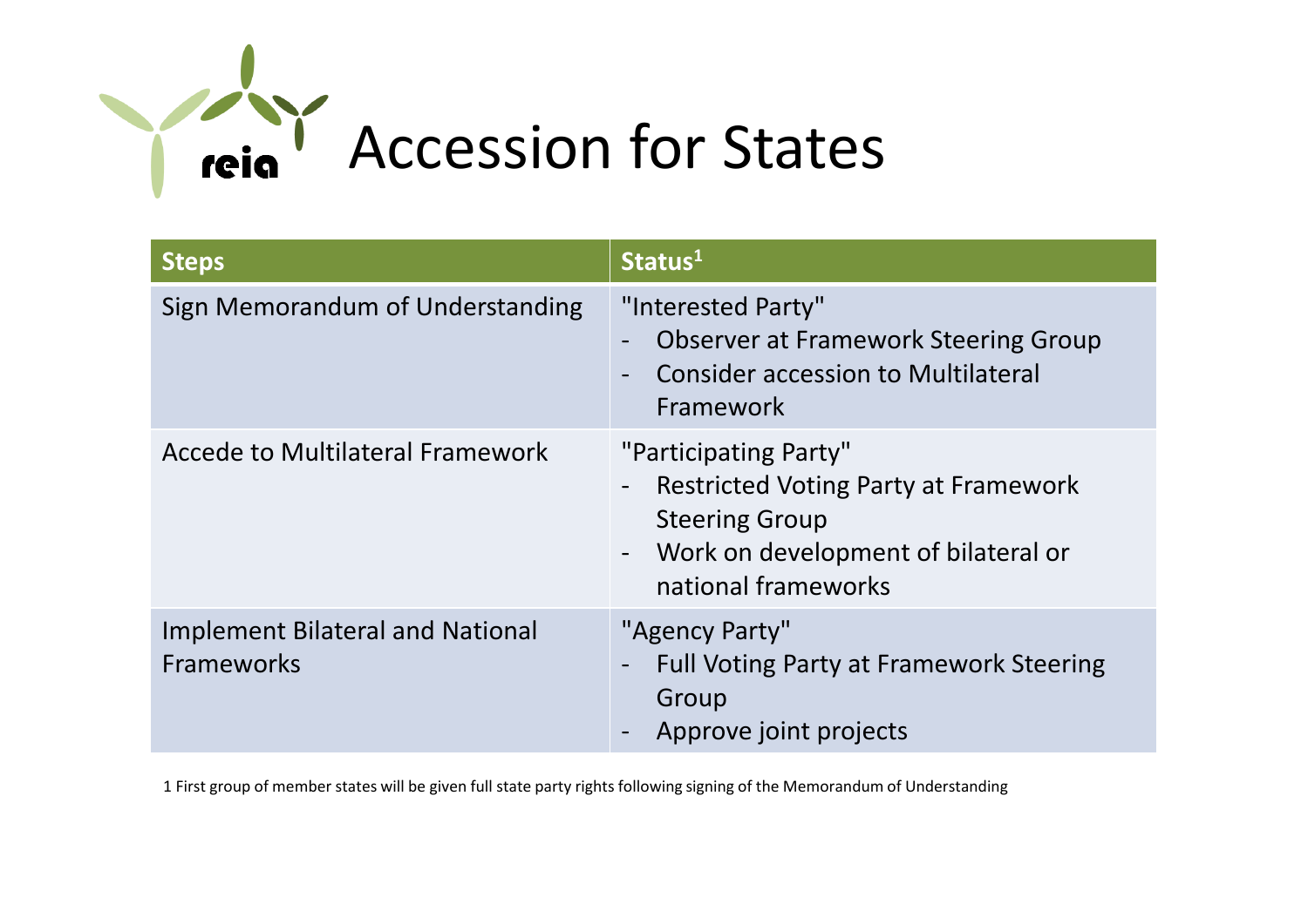# Accession for States

| Steps | Status[1] |
| --- | --- |
| Sign Memorandum of Understanding | "Interested Party"<br>- Observer at Framework Steering Group<br>- Consider accession to Multilateral Framework |
| Accede to Multilateral Framework | "Participating Party"<br>- Restricted Voting Party at Framework Steering Group<br>- Work on development of bilateral or national frameworks |
| Implement Bilateral and National Frameworks | "Agency Party"<br>- Full Voting Party at Framework Steering Group<br>- Approve joint projects |

1 First group of member states will be given full state party rights following signing of the Memorandum of Understanding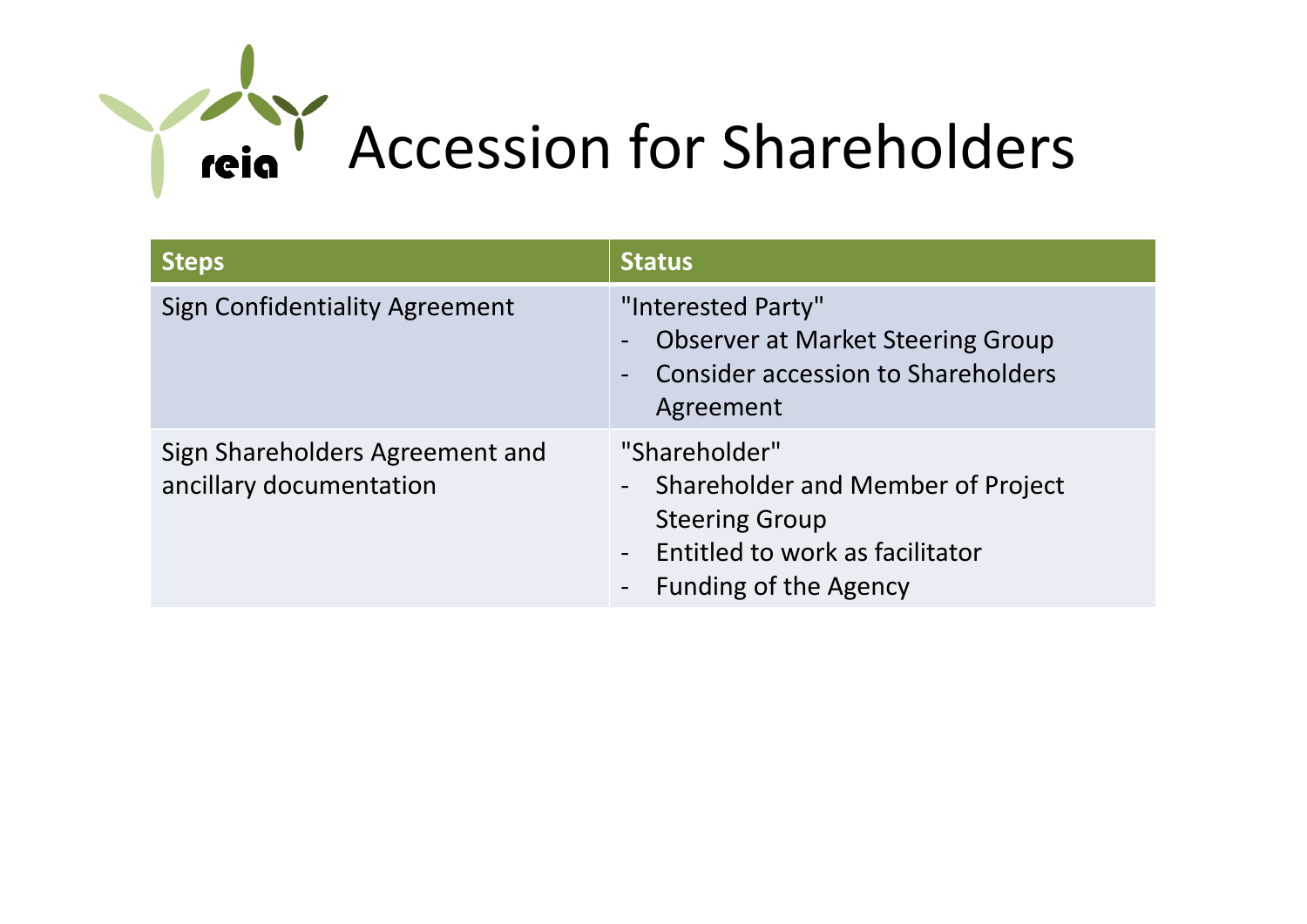# Accession for Shareholders

| Steps | Status |
|---|---|
| Sign Confidentiality Agreement | "Interested Party"<br>- Observer at Market Steering Group<br>- Consider accession to Shareholders Agreement |
| Sign Shareholders Agreement and ancillary documentation | "Shareholder"<br>- Shareholder and Member of Project Steering Group<br>- Entitled to work as facilitator<br>- Funding of the Agency |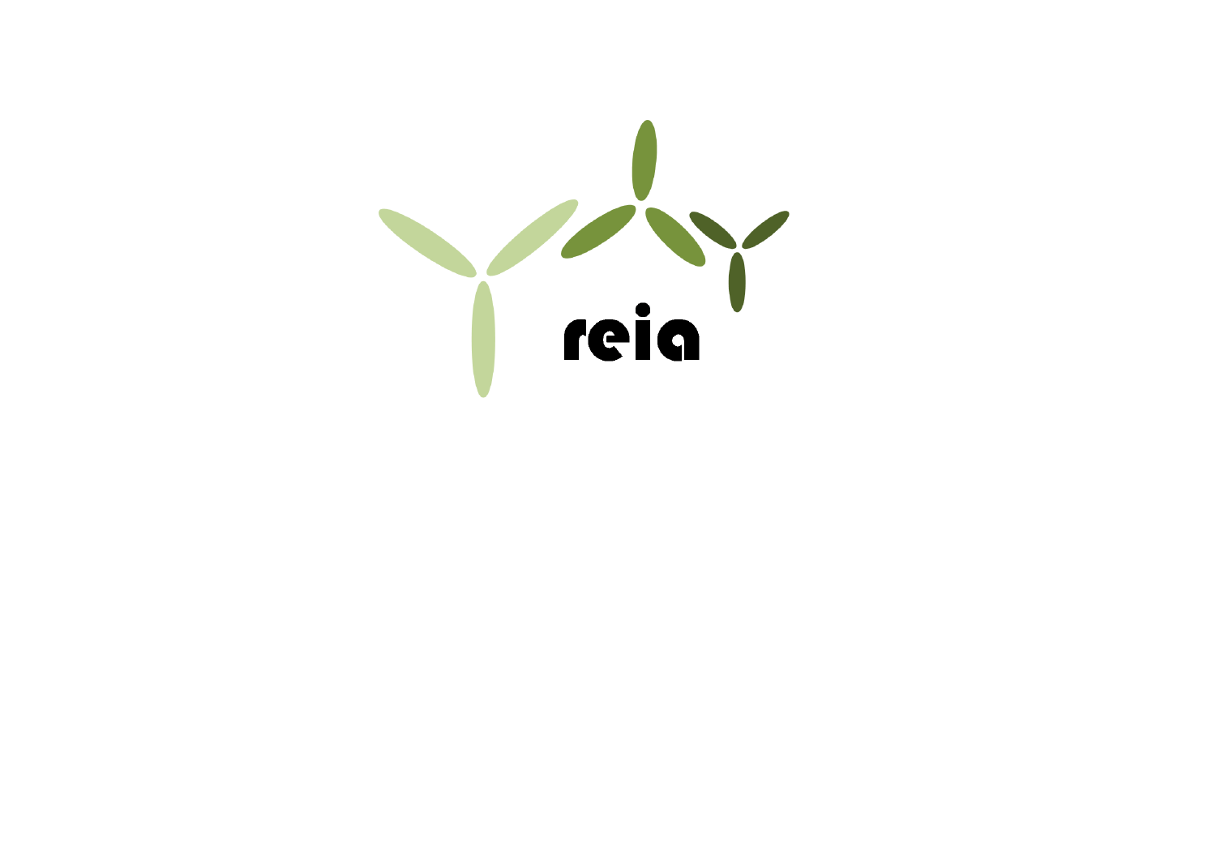reia